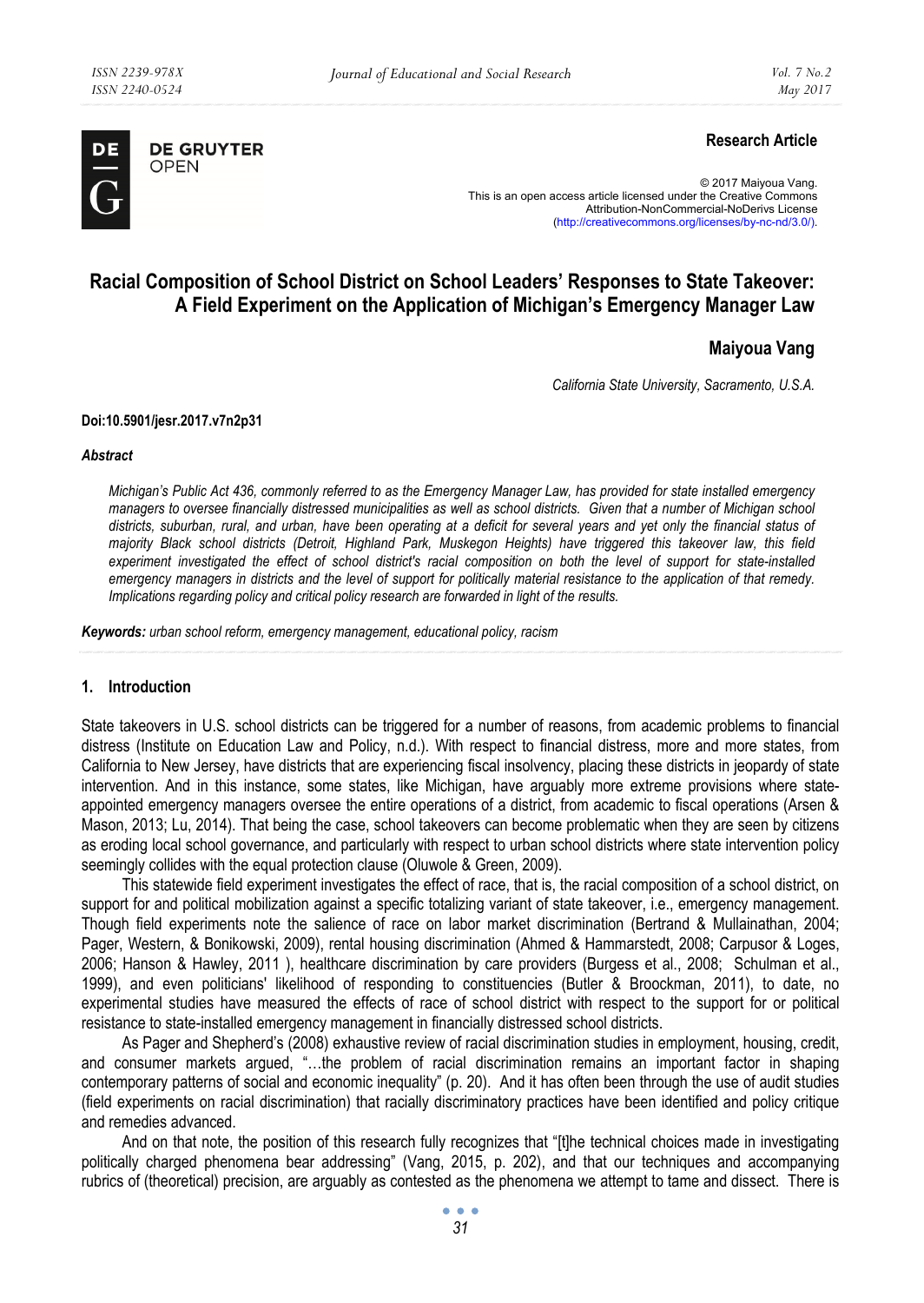Research Article

© 2017 Maiyoua Vang.
This is an open access article licensed under the Creative Commons Attribution-NonCommercial-NoDerivs License (http://creativecommons.org/licenses/by-nc-nd/3.0/).

# Racial Composition of School District on School Leaders' Responses to State Takeover: A Field Experiment on the Application of Michigan's Emergency Manager Law

**Maiyoua Vang**

*California State University, Sacramento, U.S.A.*

**Doi:10.5901/jesr.2017.v7n2p31**

***Abstract***

*Michigan's Public Act 436, commonly referred to as the Emergency Manager Law, has provided for state installed emergency managers to oversee financially distressed municipalities as well as school districts. Given that a number of Michigan school districts, suburban, rural, and urban, have been operating at a deficit for several years and yet only the financial status of majority Black school districts (Detroit, Highland Park, Muskegon Heights) have triggered this takeover law, this field experiment investigated the effect of school district's racial composition on both the level of support for state-installed emergency managers in districts and the level of support for politically material resistance to the application of that remedy. Implications regarding policy and critical policy research are forwarded in light of the results.*

***Keywords:*** *urban school reform, emergency management, educational policy, racism*

## 1. Introduction

State takeovers in U.S. school districts can be triggered for a number of reasons, from academic problems to financial distress (Institute on Education Law and Policy, n.d.). With respect to financial distress, more and more states, from California to New Jersey, have districts that are experiencing fiscal insolvency, placing these districts in jeopardy of state intervention. And in this instance, some states, like Michigan, have arguably more extreme provisions where state-appointed emergency managers oversee the entire operations of a district, from academic to fiscal operations (Arsen & Mason, 2013; Lu, 2014). That being the case, school takeovers can become problematic when they are seen by citizens as eroding local school governance, and particularly with respect to urban school districts where state intervention policy seemingly collides with the equal protection clause (Oluwole & Green, 2009).

This statewide field experiment investigates the effect of race, that is, the racial composition of a school district, on support for and political mobilization against a specific totalizing variant of state takeover, i.e., emergency management. Though field experiments note the salience of race on labor market discrimination (Bertrand & Mullainathan, 2004; Pager, Western, & Bonikowski, 2009), rental housing discrimination (Ahmed & Hammarstedt, 2008; Carpusor & Loges, 2006; Hanson & Hawley, 2011 ), healthcare discrimination by care providers (Burgess et al., 2008; Schulman et al., 1999), and even politicians' likelihood of responding to constituencies (Butler & Broockman, 2011), to date, no experimental studies have measured the effects of race of school district with respect to the support for or political resistance to state-installed emergency management in financially distressed school districts.

As Pager and Shepherd's (2008) exhaustive review of racial discrimination studies in employment, housing, credit, and consumer markets argued, "...the problem of racial discrimination remains an important factor in shaping contemporary patterns of social and economic inequality" (p. 20). And it has often been through the use of audit studies (field experiments on racial discrimination) that racially discriminatory practices have been identified and policy critique and remedies advanced.

And on that note, the position of this research fully recognizes that "[t]he technical choices made in investigating politically charged phenomena bear addressing" (Vang, 2015, p. 202), and that our techniques and accompanying rubrics of (theoretical) precision, are arguably as contested as the phenomena we attempt to tame and dissect. There is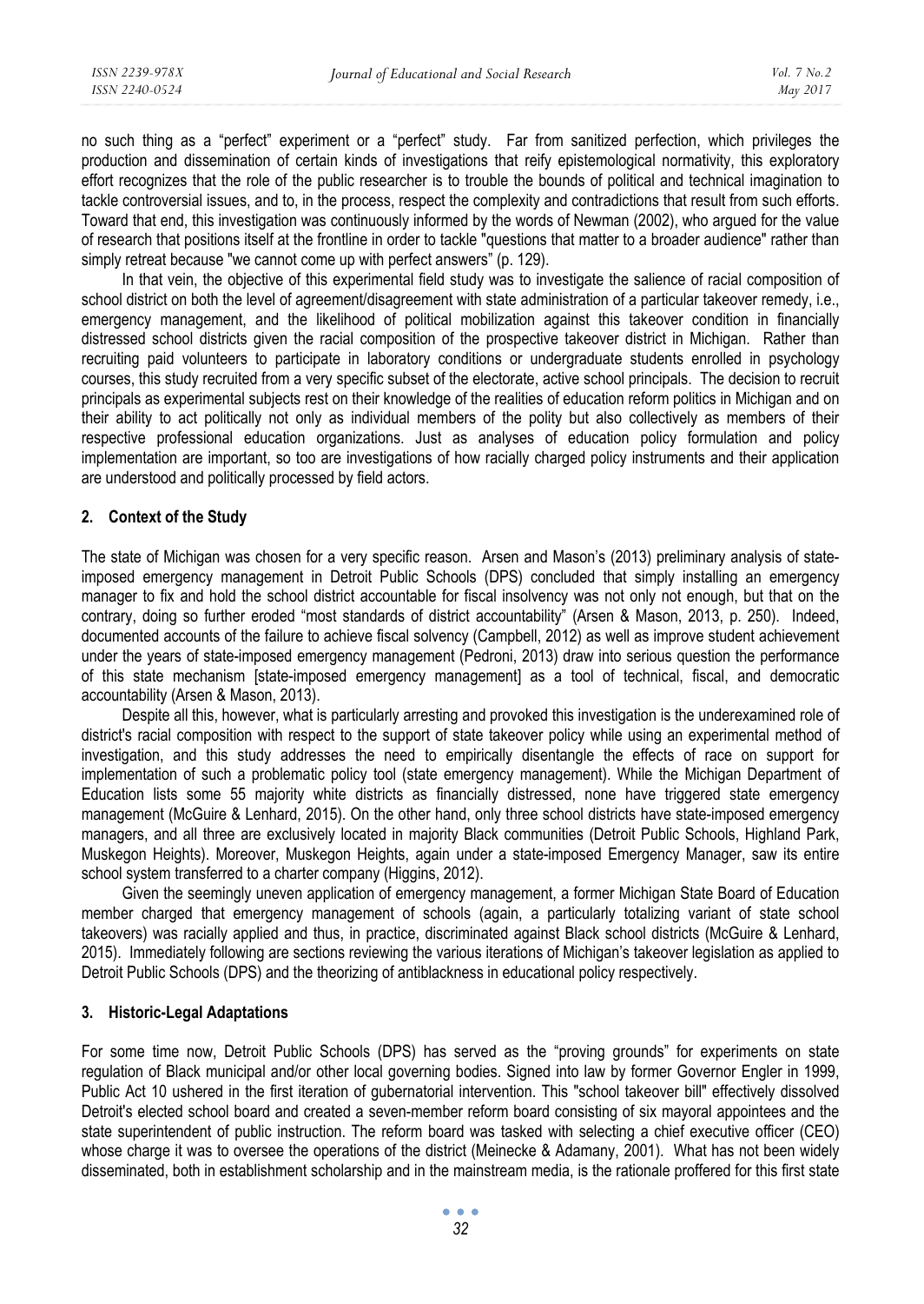no such thing as a "perfect" experiment or a "perfect" study. Far from sanitized perfection, which privileges the production and dissemination of certain kinds of investigations that reify epistemological normativity, this exploratory effort recognizes that the role of the public researcher is to trouble the bounds of political and technical imagination to tackle controversial issues, and to, in the process, respect the complexity and contradictions that result from such efforts. Toward that end, this investigation was continuously informed by the words of Newman (2002), who argued for the value of research that positions itself at the frontline in order to tackle "questions that matter to a broader audience" rather than simply retreat because "we cannot come up with perfect answers" (p. 129).

In that vein, the objective of this experimental field study was to investigate the salience of racial composition of school district on both the level of agreement/disagreement with state administration of a particular takeover remedy, i.e., emergency management, and the likelihood of political mobilization against this takeover condition in financially distressed school districts given the racial composition of the prospective takeover district in Michigan. Rather than recruiting paid volunteers to participate in laboratory conditions or undergraduate students enrolled in psychology courses, this study recruited from a very specific subset of the electorate, active school principals. The decision to recruit principals as experimental subjects rest on their knowledge of the realities of education reform politics in Michigan and on their ability to act politically not only as individual members of the polity but also collectively as members of their respective professional education organizations. Just as analyses of education policy formulation and policy implementation are important, so too are investigations of how racially charged policy instruments and their application are understood and politically processed by field actors.

## 2. Context of the Study

The state of Michigan was chosen for a very specific reason. Arsen and Mason's (2013) preliminary analysis of state-imposed emergency management in Detroit Public Schools (DPS) concluded that simply installing an emergency manager to fix and hold the school district accountable for fiscal insolvency was not only not enough, but that on the contrary, doing so further eroded "most standards of district accountability" (Arsen & Mason, 2013, p. 250). Indeed, documented accounts of the failure to achieve fiscal solvency (Campbell, 2012) as well as improve student achievement under the years of state-imposed emergency management (Pedroni, 2013) draw into serious question the performance of this state mechanism [state-imposed emergency management] as a tool of technical, fiscal, and democratic accountability (Arsen & Mason, 2013).

Despite all this, however, what is particularly arresting and provoked this investigation is the underexamined role of district's racial composition with respect to the support of state takeover policy while using an experimental method of investigation, and this study addresses the need to empirically disentangle the effects of race on support for implementation of such a problematic policy tool (state emergency management). While the Michigan Department of Education lists some 55 majority white districts as financially distressed, none have triggered state emergency management (McGuire & Lenhard, 2015). On the other hand, only three school districts have state-imposed emergency managers, and all three are exclusively located in majority Black communities (Detroit Public Schools, Highland Park, Muskegon Heights). Moreover, Muskegon Heights, again under a state-imposed Emergency Manager, saw its entire school system transferred to a charter company (Higgins, 2012).

Given the seemingly uneven application of emergency management, a former Michigan State Board of Education member charged that emergency management of schools (again, a particularly totalizing variant of state school takeovers) was racially applied and thus, in practice, discriminated against Black school districts (McGuire & Lenhard, 2015). Immediately following are sections reviewing the various iterations of Michigan's takeover legislation as applied to Detroit Public Schools (DPS) and the theorizing of antiblackness in educational policy respectively.

## 3. Historic-Legal Adaptations

For some time now, Detroit Public Schools (DPS) has served as the "proving grounds" for experiments on state regulation of Black municipal and/or other local governing bodies. Signed into law by former Governor Engler in 1999, Public Act 10 ushered in the first iteration of gubernatorial intervention. This "school takeover bill" effectively dissolved Detroit's elected school board and created a seven-member reform board consisting of six mayoral appointees and the state superintendent of public instruction. The reform board was tasked with selecting a chief executive officer (CEO) whose charge it was to oversee the operations of the district (Meinecke & Adamany, 2001). What has not been widely disseminated, both in establishment scholarship and in the mainstream media, is the rationale proffered for this first state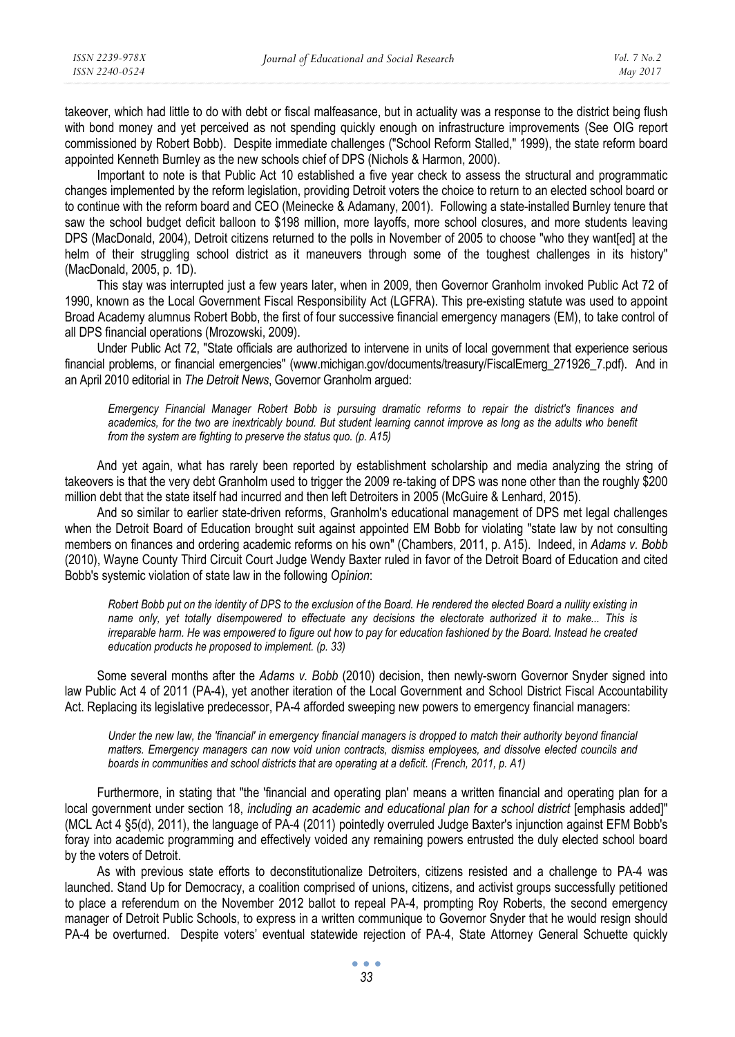takeover, which had little to do with debt or fiscal malfeasance, but in actuality was a response to the district being flush with bond money and yet perceived as not spending quickly enough on infrastructure improvements (See OIG report commissioned by Robert Bobb). Despite immediate challenges ("School Reform Stalled," 1999), the state reform board appointed Kenneth Burnley as the new schools chief of DPS (Nichols & Harmon, 2000).

Important to note is that Public Act 10 established a five year check to assess the structural and programmatic changes implemented by the reform legislation, providing Detroit voters the choice to return to an elected school board or to continue with the reform board and CEO (Meinecke & Adamany, 2001). Following a state-installed Burnley tenure that saw the school budget deficit balloon to $198 million, more layoffs, more school closures, and more students leaving DPS (MacDonald, 2004), Detroit citizens returned to the polls in November of 2005 to choose "who they want[ed] at the helm of their struggling school district as it maneuvers through some of the toughest challenges in its history" (MacDonald, 2005, p. 1D).

This stay was interrupted just a few years later, when in 2009, then Governor Granholm invoked Public Act 72 of 1990, known as the Local Government Fiscal Responsibility Act (LGFRA). This pre-existing statute was used to appoint Broad Academy alumnus Robert Bobb, the first of four successive financial emergency managers (EM), to take control of all DPS financial operations (Mrozowski, 2009).

Under Public Act 72, "State officials are authorized to intervene in units of local government that experience serious financial problems, or financial emergencies" (www.michigan.gov/documents/treasury/FiscalEmerg_271926_7.pdf). And in an April 2010 editorial in *The Detroit News*, Governor Granholm argued:

> *Emergency Financial Manager Robert Bobb is pursuing dramatic reforms to repair the district's finances and academics, for the two are inextricably bound. But student learning cannot improve as long as the adults who benefit from the system are fighting to preserve the status quo. (p. A15)*

And yet again, what has rarely been reported by establishment scholarship and media analyzing the string of takeovers is that the very debt Granholm used to trigger the 2009 re-taking of DPS was none other than the roughly $200 million debt that the state itself had incurred and then left Detroiters in 2005 (McGuire & Lenhard, 2015).

And so similar to earlier state-driven reforms, Granholm's educational management of DPS met legal challenges when the Detroit Board of Education brought suit against appointed EM Bobb for violating "state law by not consulting members on finances and ordering academic reforms on his own" (Chambers, 2011, p. A15). Indeed, in *Adams v. Bobb* (2010), Wayne County Third Circuit Court Judge Wendy Baxter ruled in favor of the Detroit Board of Education and cited Bobb's systemic violation of state law in the following *Opinion*:

> *Robert Bobb put on the identity of DPS to the exclusion of the Board. He rendered the elected Board a nullity existing in name only, yet totally disempowered to effectuate any decisions the electorate authorized it to make... This is irreparable harm. He was empowered to figure out how to pay for education fashioned by the Board. Instead he created education products he proposed to implement. (p. 33)*

Some several months after the *Adams v. Bobb* (2010) decision, then newly-sworn Governor Snyder signed into law Public Act 4 of 2011 (PA-4), yet another iteration of the Local Government and School District Fiscal Accountability Act. Replacing its legislative predecessor, PA-4 afforded sweeping new powers to emergency financial managers:

> *Under the new law, the 'financial' in emergency financial managers is dropped to match their authority beyond financial matters. Emergency managers can now void union contracts, dismiss employees, and dissolve elected councils and boards in communities and school districts that are operating at a deficit. (French, 2011, p. A1)*

Furthermore, in stating that "the 'financial and operating plan' means a written financial and operating plan for a local government under section 18, *including an academic and educational plan for a school district* [emphasis added]" (MCL Act 4 §5(d), 2011), the language of PA-4 (2011) pointedly overruled Judge Baxter's injunction against EFM Bobb's foray into academic programming and effectively voided any remaining powers entrusted the duly elected school board by the voters of Detroit.

As with previous state efforts to deconstitutionalize Detroiters, citizens resisted and a challenge to PA-4 was launched. Stand Up for Democracy, a coalition comprised of unions, citizens, and activist groups successfully petitioned to place a referendum on the November 2012 ballot to repeal PA-4, prompting Roy Roberts, the second emergency manager of Detroit Public Schools, to express in a written communique to Governor Snyder that he would resign should PA-4 be overturned. Despite voters' eventual statewide rejection of PA-4, State Attorney General Schuette quickly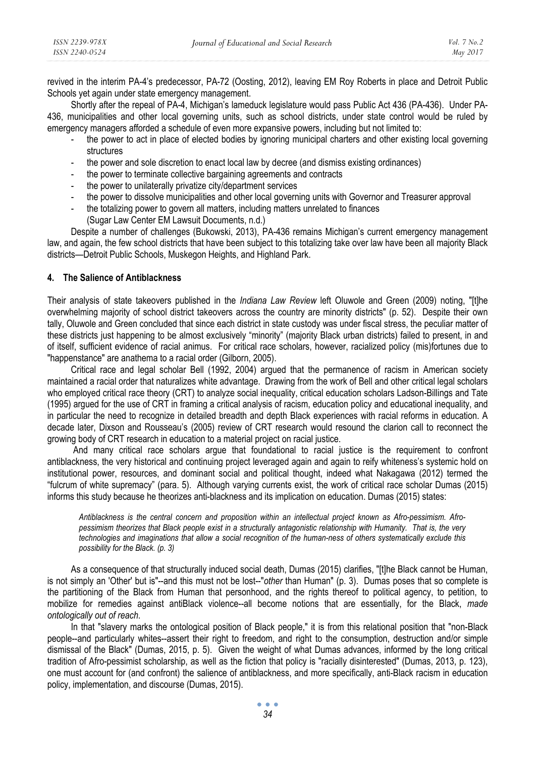revived in the interim PA-4's predecessor, PA-72 (Oosting, 2012), leaving EM Roy Roberts in place and Detroit Public Schools yet again under state emergency management.

Shortly after the repeal of PA-4, Michigan's lameduck legislature would pass Public Act 436 (PA-436). Under PA-436, municipalities and other local governing units, such as school districts, under state control would be ruled by emergency managers afforded a schedule of even more expansive powers, including but not limited to:

- the power to act in place of elected bodies by ignoring municipal charters and other existing local governing structures
- the power and sole discretion to enact local law by decree (and dismiss existing ordinances)
- the power to terminate collective bargaining agreements and contracts
- the power to unilaterally privatize city/department services
- the power to dissolve municipalities and other local governing units with Governor and Treasurer approval
- the totalizing power to govern all matters, including matters unrelated to finances
  (Sugar Law Center EM Lawsuit Documents, n.d.)

Despite a number of challenges (Bukowski, 2013), PA-436 remains Michigan's current emergency management law, and again, the few school districts that have been subject to this totalizing take over law have been all majority Black districts—Detroit Public Schools, Muskegon Heights, and Highland Park.

## 4. The Salience of Antiblackness

Their analysis of state takeovers published in the *Indiana Law Review* left Oluwole and Green (2009) noting, "[t]he overwhelming majority of school district takeovers across the country are minority districts" (p. 52). Despite their own tally, Oluwole and Green concluded that since each district in state custody was under fiscal stress, the peculiar matter of these districts just happening to be almost exclusively "minority" (majority Black urban districts) failed to present, in and of itself, sufficient evidence of racial animus. For critical race scholars, however, racialized policy (mis)fortunes due to "happenstance" are anathema to a racial order (Gilborn, 2005).

Critical race and legal scholar Bell (1992, 2004) argued that the permanence of racism in American society maintained a racial order that naturalizes white advantage. Drawing from the work of Bell and other critical legal scholars who employed critical race theory (CRT) to analyze social inequality, critical education scholars Ladson-Billings and Tate (1995) argued for the use of CRT in framing a critical analysis of racism, education policy and educational inequality, and in particular the need to recognize in detailed breadth and depth Black experiences with racial reforms in education. A decade later, Dixson and Rousseau's (2005) review of CRT research would resound the clarion call to reconnect the growing body of CRT research in education to a material project on racial justice.

And many critical race scholars argue that foundational to racial justice is the requirement to confront antiblackness, the very historical and continuing project leveraged again and again to reify whiteness's systemic hold on institutional power, resources, and dominant social and political thought, indeed what Nakagawa (2012) termed the "fulcrum of white supremacy" (para. 5). Although varying currents exist, the work of critical race scholar Dumas (2015) informs this study because he theorizes anti-blackness and its implication on education. Dumas (2015) states:

> *Antiblackness is the central concern and proposition within an intellectual project known as Afro-pessimism. Afro-pessimism theorizes that Black people exist in a structurally antagonistic relationship with Humanity. That is, the very technologies and imaginations that allow a social recognition of the human-ness of others systematically exclude this possibility for the Black. (p. 3)*

As a consequence of that structurally induced social death, Dumas (2015) clarifies, "[t]he Black cannot be Human, is not simply an 'Other' but is"--and this must not be lost--"*other* than Human" (p. 3). Dumas poses that so complete is the partitioning of the Black from Human that personhood, and the rights thereof to political agency, to petition, to mobilize for remedies against antiBlack violence--all become notions that are essentially, for the Black, *made ontologically out of reach*.

In that "slavery marks the ontological position of Black people," it is from this relational position that "non-Black people--and particularly whites--assert their right to freedom, and right to the consumption, destruction and/or simple dismissal of the Black" (Dumas, 2015, p. 5). Given the weight of what Dumas advances, informed by the long critical tradition of Afro-pessimist scholarship, as well as the fiction that policy is "racially disinterested" (Dumas, 2013, p. 123), one must account for (and confront) the salience of antiblackness, and more specifically, anti-Black racism in education policy, implementation, and discourse (Dumas, 2015).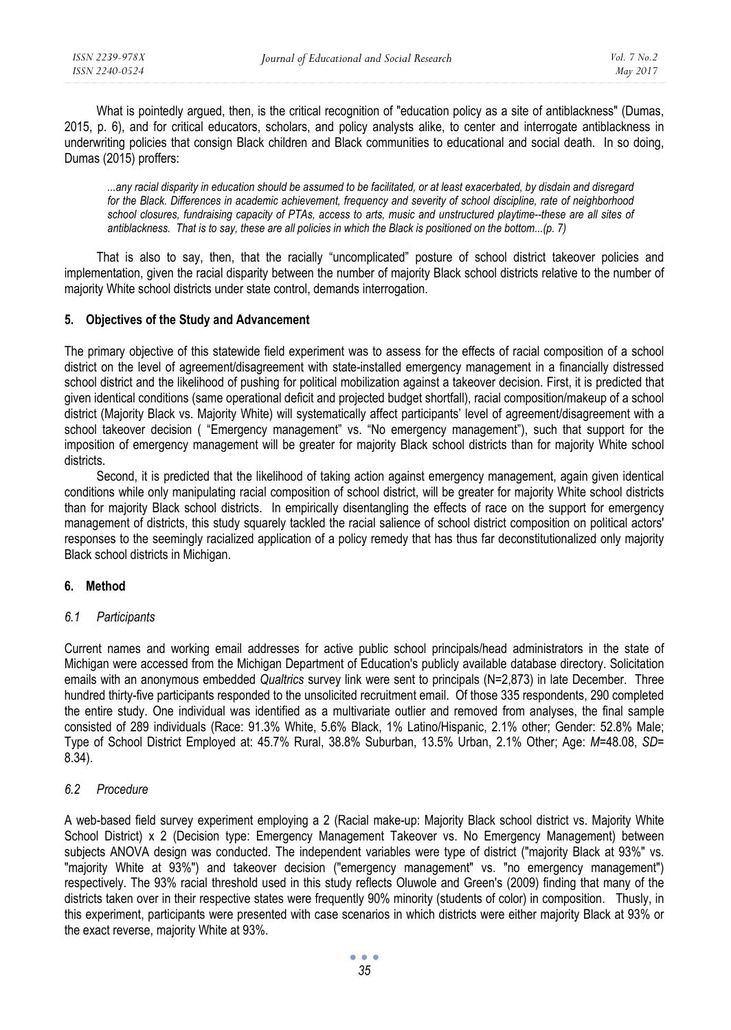What is pointedly argued, then, is the critical recognition of "education policy as a site of antiblackness" (Dumas, 2015, p. 6), and for critical educators, scholars, and policy analysts alike, to center and interrogate antiblackness in underwriting policies that consign Black children and Black communities to educational and social death. In so doing, Dumas (2015) proffers:

> *...any racial disparity in education should be assumed to be facilitated, or at least exacerbated, by disdain and disregard for the Black. Differences in academic achievement, frequency and severity of school discipline, rate of neighborhood school closures, fundraising capacity of PTAs, access to arts, music and unstructured playtime--these are all sites of antiblackness. That is to say, these are all policies in which the Black is positioned on the bottom...(p. 7)*

That is also to say, then, that the racially "uncomplicated" posture of school district takeover policies and implementation, given the racial disparity between the number of majority Black school districts relative to the number of majority White school districts under state control, demands interrogation.

## 5. Objectives of the Study and Advancement

The primary objective of this statewide field experiment was to assess for the effects of racial composition of a school district on the level of agreement/disagreement with state-installed emergency management in a financially distressed school district and the likelihood of pushing for political mobilization against a takeover decision. First, it is predicted that given identical conditions (same operational deficit and projected budget shortfall), racial composition/makeup of a school district (Majority Black vs. Majority White) will systematically affect participants' level of agreement/disagreement with a school takeover decision ( "Emergency management" vs. "No emergency management"), such that support for the imposition of emergency management will be greater for majority Black school districts than for majority White school districts.

Second, it is predicted that the likelihood of taking action against emergency management, again given identical conditions while only manipulating racial composition of school district, will be greater for majority White school districts than for majority Black school districts. In empirically disentangling the effects of race on the support for emergency management of districts, this study squarely tackled the racial salience of school district composition on political actors' responses to the seemingly racialized application of a policy remedy that has thus far deconstitutionalized only majority Black school districts in Michigan.

## 6. Method

### 6.1 Participants

Current names and working email addresses for active public school principals/head administrators in the state of Michigan were accessed from the Michigan Department of Education's publicly available database directory. Solicitation emails with an anonymous embedded *Qualtrics* survey link were sent to principals (N=2,873) in late December. Three hundred thirty-five participants responded to the unsolicited recruitment email. Of those 335 respondents, 290 completed the entire study. One individual was identified as a multivariate outlier and removed from analyses, the final sample consisted of 289 individuals (Race: 91.3% White, 5.6% Black, 1% Latino/Hispanic, 2.1% other; Gender: 52.8% Male; Type of School District Employed at: 45.7% Rural, 38.8% Suburban, 13.5% Urban, 2.1% Other; Age: $M$=48.08, $SD$= 8.34).

### 6.2 Procedure

A web-based field survey experiment employing a 2 (Racial make-up: Majority Black school district vs. Majority White School District) x 2 (Decision type: Emergency Management Takeover vs. No Emergency Management) between subjects ANOVA design was conducted. The independent variables were type of district ("majority Black at 93%" vs. "majority White at 93%") and takeover decision ("emergency management" vs. "no emergency management") respectively. The 93% racial threshold used in this study reflects Oluwole and Green's (2009) finding that many of the districts taken over in their respective states were frequently 90% minority (students of color) in composition. Thusly, in this experiment, participants were presented with case scenarios in which districts were either majority Black at 93% or the exact reverse, majority White at 93%.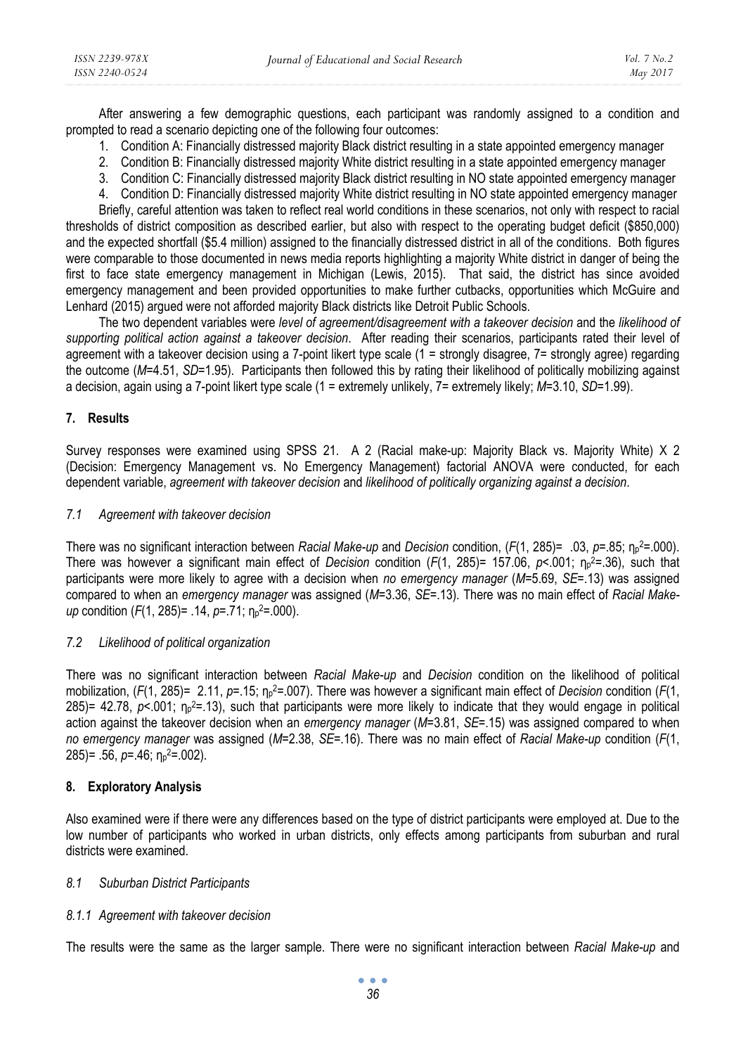After answering a few demographic questions, each participant was randomly assigned to a condition and prompted to read a scenario depicting one of the following four outcomes:

1. Condition A: Financially distressed majority Black district resulting in a state appointed emergency manager
2. Condition B: Financially distressed majority White district resulting in a state appointed emergency manager
3. Condition C: Financially distressed majority Black district resulting in NO state appointed emergency manager
4. Condition D: Financially distressed majority White district resulting in NO state appointed emergency manager

Briefly, careful attention was taken to reflect real world conditions in these scenarios, not only with respect to racial thresholds of district composition as described earlier, but also with respect to the operating budget deficit ($850,000) and the expected shortfall ($5.4 million) assigned to the financially distressed district in all of the conditions. Both figures were comparable to those documented in news media reports highlighting a majority White district in danger of being the first to face state emergency management in Michigan (Lewis, 2015). That said, the district has since avoided emergency management and been provided opportunities to make further cutbacks, opportunities which McGuire and Lenhard (2015) argued were not afforded majority Black districts like Detroit Public Schools.

The two dependent variables were *level of agreement/disagreement with a takeover decision* and the *likelihood of supporting political action against a takeover decision*. After reading their scenarios, participants rated their level of agreement with a takeover decision using a 7-point likert type scale (1 = strongly disagree, 7= strongly agree) regarding the outcome ($M$=4.51, $SD$=1.95). Participants then followed this by rating their likelihood of politically mobilizing against a decision, again using a 7-point likert type scale (1 = extremely unlikely, 7= extremely likely; $M$=3.10, $SD$=1.99).

## 7. Results

Survey responses were examined using SPSS 21. A 2 (Racial make-up: Majority Black vs. Majority White) X 2 (Decision: Emergency Management vs. No Emergency Management) factorial ANOVA were conducted, for each dependent variable, *agreement with takeover decision* and *likelihood of politically organizing against a decision*.

### 7.1 Agreement with takeover decision

There was no significant interaction between *Racial Make-up* and *Decision* condition, ($F(1, 285)$= .03, $p$=.85; $\eta_p^2$=.000). There was however a significant main effect of *Decision* condition ($F(1, 285)$= 157.06, $p$<.001; $\eta_p^2$=.36), such that participants were more likely to agree with a decision when *no emergency manager* ($M$=5.69, $SE$=.13) was assigned compared to when an *emergency manager* was assigned ($M$=3.36, $SE$=.13). There was no main effect of *Racial Make-up* condition ($F(1, 285)$= .14, $p$=.71; $\eta_p^2$=.000).

### 7.2 Likelihood of political organization

There was no significant interaction between *Racial Make-up* and *Decision* condition on the likelihood of political mobilization, ($F(1, 285)$= 2.11, $p$=.15; $\eta_p^2$=.007). There was however a significant main effect of *Decision* condition ($F(1, 285)$= 42.78, $p$<.001; $\eta_p^2$=.13), such that participants were more likely to indicate that they would engage in political action against the takeover decision when an *emergency manager* ($M$=3.81, $SE$=.15) was assigned compared to when *no emergency manager* was assigned ($M$=2.38, $SE$=.16). There was no main effect of *Racial Make-up* condition ($F(1, 285)$= .56, $p$=.46; $\eta_p^2$=.002).

## 8. Exploratory Analysis

Also examined were if there were any differences based on the type of district participants were employed at. Due to the low number of participants who worked in urban districts, only effects among participants from suburban and rural districts were examined.

### 8.1 Suburban District Participants

#### 8.1.1 Agreement with takeover decision

The results were the same as the larger sample. There were no significant interaction between *Racial Make-up* and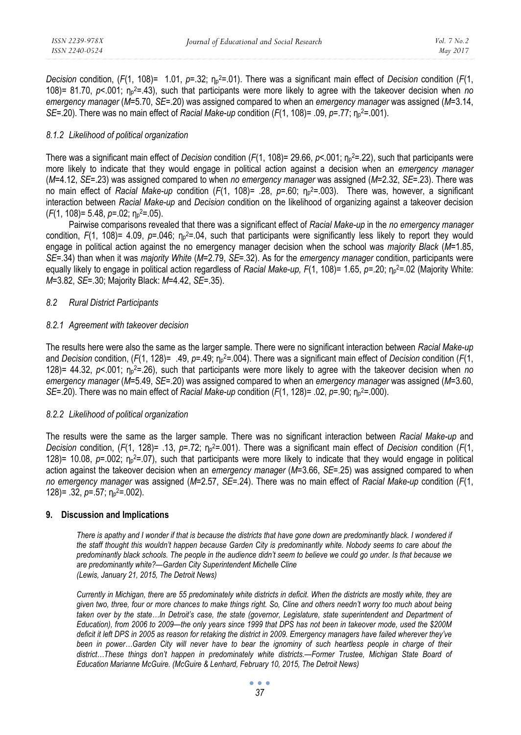*Decision* condition, ($F(1, 108)= 1.01$, $p=.32$; $\eta_p^2=.01$). There was a significant main effect of *Decision* condition ($F(1, 108)= 81.70$, $p<.001$; $\eta_p^2=.43$), such that participants were more likely to agree with the takeover decision when *no emergency manager* ($M=5.70$, $SE=.20$) was assigned compared to when an *emergency manager* was assigned ($M=3.14$, $SE=.20$). There was no main effect of *Racial Make-up* condition ($F(1, 108)= .09$, $p=.77$; $\eta_p^2=.001$).

#### *8.1.2 Likelihood of political organization*

There was a significant main effect of *Decision* condition ($F(1, 108)= 29.66$, $p<.001$; $\eta_p^2=.22$), such that participants were more likely to indicate that they would engage in political action against a decision when an *emergency manager* ($M=4.12$, $SE=.23$) was assigned compared to when *no emergency manager* was assigned ($M=2.32$, $SE=.23$). There was no main effect of *Racial Make-up* condition ($F(1, 108)= .28$, $p=.60$; $\eta_p^2=.003$). There was, however, a significant interaction between *Racial Make-up* and *Decision* condition on the likelihood of organizing against a takeover decision ($F(1, 108)= 5.48$, $p=.02$; $\eta_p^2=.05$).

Pairwise comparisons revealed that there was a significant effect of *Racial Make-up* in the *no emergency manager* condition, $F(1, 108)= 4.09$, $p=.046$; $\eta_p^2=.04$, such that participants were significantly less likely to report they would engage in political action against the no emergency manager decision when the school was *majority Black* ($M=1.85$, $SE=.34$) than when it was *majority White* ($M=2.79$, $SE=.32$). As for the *emergency manager* condition, participants were equally likely to engage in political action regardless of *Racial Make-up,* $F(1, 108)= 1.65$, $p=.20$; $\eta_p^2=.02$ (Majority White: $M=3.82$, $SE=.30$; Majority Black: $M=4.42$, $SE=.35$).

### *8.2 Rural District Participants*

#### *8.2.1 Agreement with takeover decision*

The results here were also the same as the larger sample. There were no significant interaction between *Racial Make-up* and *Decision* condition, ($F(1, 128)= .49$, $p=.49$; $\eta_p^2=.004$). There was a significant main effect of *Decision* condition ($F(1, 128)= 44.32$, $p<.001$; $\eta_p^2=.26$), such that participants were more likely to agree with the takeover decision when *no emergency manager* ($M=5.49$, $SE=.20$) was assigned compared to when an *emergency manager* was assigned ($M=3.60$, $SE=.20$). There was no main effect of *Racial Make-up* condition ($F(1, 128)= .02$, $p=.90$; $\eta_p^2=.000$).

#### *8.2.2 Likelihood of political organization*

The results were the same as the larger sample. There was no significant interaction between *Racial Make-up* and *Decision* condition, ($F(1, 128)= .13$, $p=.72$; $\eta_p^2=.001$). There was a significant main effect of *Decision* condition ($F(1, 128)= 10.08$, $p=.002$; $\eta_p^2=.07$), such that participants were more likely to indicate that they would engage in political action against the takeover decision when an *emergency manager* ($M=3.66$, $SE=.25$) was assigned compared to when *no emergency manager* was assigned ($M=2.57$, $SE=.24$). There was no main effect of *Racial Make-up* condition ($F(1, 128)= .32$, $p=.57$; $\eta_p^2=.002$).

## 9. Discussion and Implications

> *There is apathy and I wonder if that is because the districts that have gone down are predominantly black. I wondered if the staff thought this wouldn't happen because Garden City is predominantly white. Nobody seems to care about the predominantly black schools. The people in the audience didn't seem to believe we could go under. Is that because we are predominantly white?—Garden City Superintendent Michelle Cline*
> *(Lewis, January 21, 2015, The Detroit News)*

> *Currently in Michigan, there are 55 predominately white districts in deficit. When the districts are mostly white, they are given two, three, four or more chances to make things right. So, Cline and others needn't worry too much about being taken over by the state…In Detroit's case, the state (governor, Legislature, state superintendent and Department of Education), from 2006 to 2009—the only years since 1999 that DPS has not been in takeover mode, used the $200M deficit it left DPS in 2005 as reason for retaking the district in 2009. Emergency managers have failed wherever they've been in power…Garden City will never have to bear the ignominy of such heartless people in charge of their district…These things don't happen in predominately white districts.—Former Trustee, Michigan State Board of Education Marianne McGuire. (McGuire & Lenhard, February 10, 2015, The Detroit News)*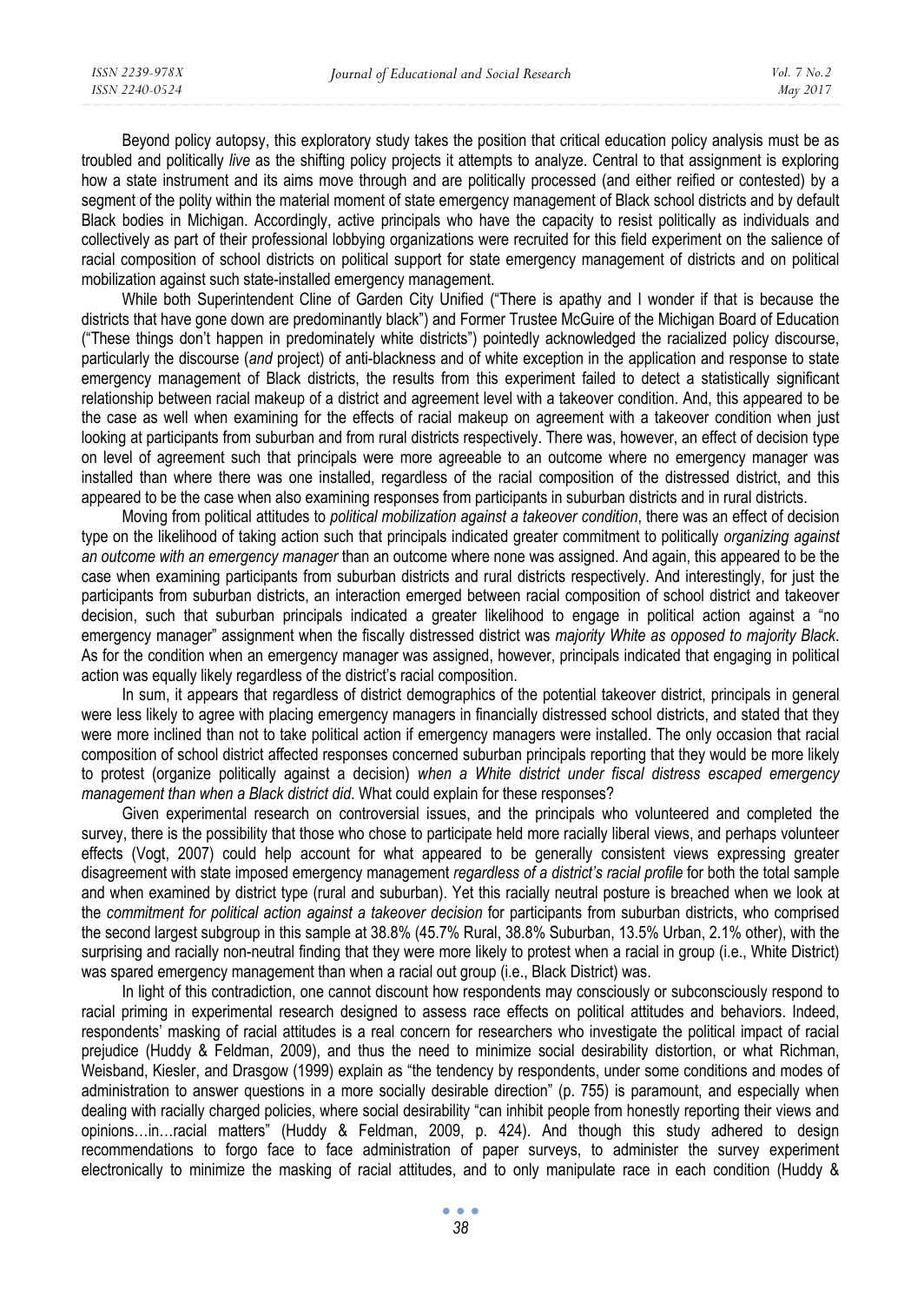Beyond policy autopsy, this exploratory study takes the position that critical education policy analysis must be as troubled and politically *live* as the shifting policy projects it attempts to analyze. Central to that assignment is exploring how a state instrument and its aims move through and are politically processed (and either reified or contested) by a segment of the polity within the material moment of state emergency management of Black school districts and by default Black bodies in Michigan. Accordingly, active principals who have the capacity to resist politically as individuals and collectively as part of their professional lobbying organizations were recruited for this field experiment on the salience of racial composition of school districts on political support for state emergency management of districts and on political mobilization against such state-installed emergency management.

While both Superintendent Cline of Garden City Unified ("There is apathy and I wonder if that is because the districts that have gone down are predominantly black") and Former Trustee McGuire of the Michigan Board of Education ("These things don't happen in predominately white districts") pointedly acknowledged the racialized policy discourse, particularly the discourse (*and* project) of anti-blackness and of white exception in the application and response to state emergency management of Black districts, the results from this experiment failed to detect a statistically significant relationship between racial makeup of a district and agreement level with a takeover condition. And, this appeared to be the case as well when examining for the effects of racial makeup on agreement with a takeover condition when just looking at participants from suburban and from rural districts respectively. There was, however, an effect of decision type on level of agreement such that principals were more agreeable to an outcome where no emergency manager was installed than where there was one installed, regardless of the racial composition of the distressed district, and this appeared to be the case when also examining responses from participants in suburban districts and in rural districts.

Moving from political attitudes to *political mobilization against a takeover condition*, there was an effect of decision type on the likelihood of taking action such that principals indicated greater commitment to politically *organizing against an outcome with an emergency manager* than an outcome where none was assigned. And again, this appeared to be the case when examining participants from suburban districts and rural districts respectively. And interestingly, for just the participants from suburban districts, an interaction emerged between racial composition of school district and takeover decision, such that suburban principals indicated a greater likelihood to engage in political action against a "no emergency manager" assignment when the fiscally distressed district was *majority White as opposed to majority Black*. As for the condition when an emergency manager was assigned, however, principals indicated that engaging in political action was equally likely regardless of the district's racial composition.

In sum, it appears that regardless of district demographics of the potential takeover district, principals in general were less likely to agree with placing emergency managers in financially distressed school districts, and stated that they were more inclined than not to take political action if emergency managers were installed. The only occasion that racial composition of school district affected responses concerned suburban principals reporting that they would be more likely to protest (organize politically against a decision) *when a White district under fiscal distress escaped emergency management than when a Black district did*. What could explain for these responses?

Given experimental research on controversial issues, and the principals who volunteered and completed the survey, there is the possibility that those who chose to participate held more racially liberal views, and perhaps volunteer effects (Vogt, 2007) could help account for what appeared to be generally consistent views expressing greater disagreement with state imposed emergency management *regardless of a district's racial profile* for both the total sample and when examined by district type (rural and suburban). Yet this racially neutral posture is breached when we look at the *commitment for political action against a takeover decision* for participants from suburban districts, who comprised the second largest subgroup in this sample at 38.8% (45.7% Rural, 38.8% Suburban, 13.5% Urban, 2.1% other), with the surprising and racially non-neutral finding that they were more likely to protest when a racial in group (i.e., White District) was spared emergency management than when a racial out group (i.e., Black District) was.

In light of this contradiction, one cannot discount how respondents may consciously or subconsciously respond to racial priming in experimental research designed to assess race effects on political attitudes and behaviors. Indeed, respondents' masking of racial attitudes is a real concern for researchers who investigate the political impact of racial prejudice (Huddy & Feldman, 2009), and thus the need to minimize social desirability distortion, or what Richman, Weisband, Kiesler, and Drasgow (1999) explain as "the tendency by respondents, under some conditions and modes of administration to answer questions in a more socially desirable direction" (p. 755) is paramount, and especially when dealing with racially charged policies, where social desirability "can inhibit people from honestly reporting their views and opinions…in…racial matters" (Huddy & Feldman, 2009, p. 424). And though this study adhered to design recommendations to forgo face to face administration of paper surveys, to administer the survey experiment electronically to minimize the masking of racial attitudes, and to only manipulate race in each condition (Huddy &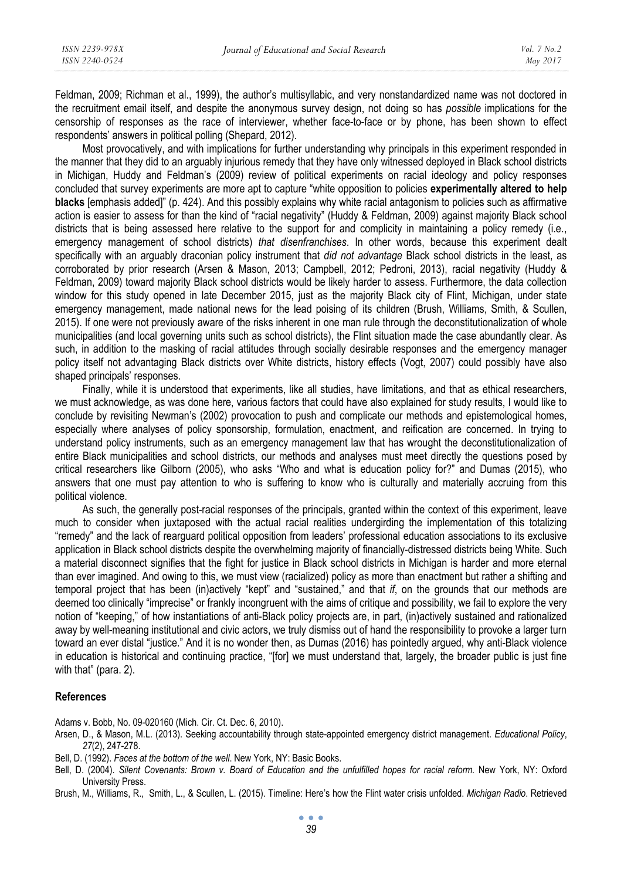Feldman, 2009; Richman et al., 1999), the author's multisyllabic, and very nonstandardized name was not doctored in the recruitment email itself, and despite the anonymous survey design, not doing so has *possible* implications for the censorship of responses as the race of interviewer, whether face-to-face or by phone, has been shown to effect respondents' answers in political polling (Shepard, 2012).

Most provocatively, and with implications for further understanding why principals in this experiment responded in the manner that they did to an arguably injurious remedy that they have only witnessed deployed in Black school districts in Michigan, Huddy and Feldman's (2009) review of political experiments on racial ideology and policy responses concluded that survey experiments are more apt to capture "white opposition to policies **experimentally altered to help blacks** [emphasis added]" (p. 424). And this possibly explains why white racial antagonism to policies such as affirmative action is easier to assess for than the kind of "racial negativity" (Huddy & Feldman, 2009) against majority Black school districts that is being assessed here relative to the support for and complicity in maintaining a policy remedy (i.e., emergency management of school districts) *that disenfranchises*. In other words, because this experiment dealt specifically with an arguably draconian policy instrument that *did not advantage* Black school districts in the least, as corroborated by prior research (Arsen & Mason, 2013; Campbell, 2012; Pedroni, 2013), racial negativity (Huddy & Feldman, 2009) toward majority Black school districts would be likely harder to assess. Furthermore, the data collection window for this study opened in late December 2015, just as the majority Black city of Flint, Michigan, under state emergency management, made national news for the lead poising of its children (Brush, Williams, Smith, & Scullen, 2015). If one were not previously aware of the risks inherent in one man rule through the deconstitutionalization of whole municipalities (and local governing units such as school districts), the Flint situation made the case abundantly clear. As such, in addition to the masking of racial attitudes through socially desirable responses and the emergency manager policy itself not advantaging Black districts over White districts, history effects (Vogt, 2007) could possibly have also shaped principals' responses.

Finally, while it is understood that experiments, like all studies, have limitations, and that as ethical researchers, we must acknowledge, as was done here, various factors that could have also explained for study results, I would like to conclude by revisiting Newman's (2002) provocation to push and complicate our methods and epistemological homes, especially where analyses of policy sponsorship, formulation, enactment, and reification are concerned. In trying to understand policy instruments, such as an emergency management law that has wrought the deconstitutionalization of entire Black municipalities and school districts, our methods and analyses must meet directly the questions posed by critical researchers like Gilborn (2005), who asks "Who and what is education policy for?" and Dumas (2015), who answers that one must pay attention to who is suffering to know who is culturally and materially accruing from this political violence.

As such, the generally post-racial responses of the principals, granted within the context of this experiment, leave much to consider when juxtaposed with the actual racial realities undergirding the implementation of this totalizing "remedy" and the lack of rearguard political opposition from leaders' professional education associations to its exclusive application in Black school districts despite the overwhelming majority of financially-distressed districts being White. Such a material disconnect signifies that the fight for justice in Black school districts in Michigan is harder and more eternal than ever imagined. And owing to this, we must view (racialized) policy as more than enactment but rather a shifting and temporal project that has been (in)actively "kept" and "sustained," and that *if*, on the grounds that our methods are deemed too clinically "imprecise" or frankly incongruent with the aims of critique and possibility, we fail to explore the very notion of "keeping," of how instantiations of anti-Black policy projects are, in part, (in)actively sustained and rationalized away by well-meaning institutional and civic actors, we truly dismiss out of hand the responsibility to provoke a larger turn toward an ever distal "justice." And it is no wonder then, as Dumas (2016) has pointedly argued, why anti-Black violence in education is historical and continuing practice, "[for] we must understand that, largely, the broader public is just fine with that" (para. 2).

## References

Adams v. Bobb, No. 09-020160 (Mich. Cir. Ct. Dec. 6, 2010).

Arsen, D., & Mason, M.L. (2013). Seeking accountability through state-appointed emergency district management. *Educational Policy*, *27*(2), 247-278.

Bell, D. (1992). *Faces at the bottom of the well*. New York, NY: Basic Books.

Bell, D. (2004). *Silent Covenants: Brown v. Board of Education and the unfulfilled hopes for racial reform.* New York, NY: Oxford University Press.

Brush, M., Williams, R., Smith, L., & Scullen, L. (2015). Timeline: Here's how the Flint water crisis unfolded. *Michigan Radio*. Retrieved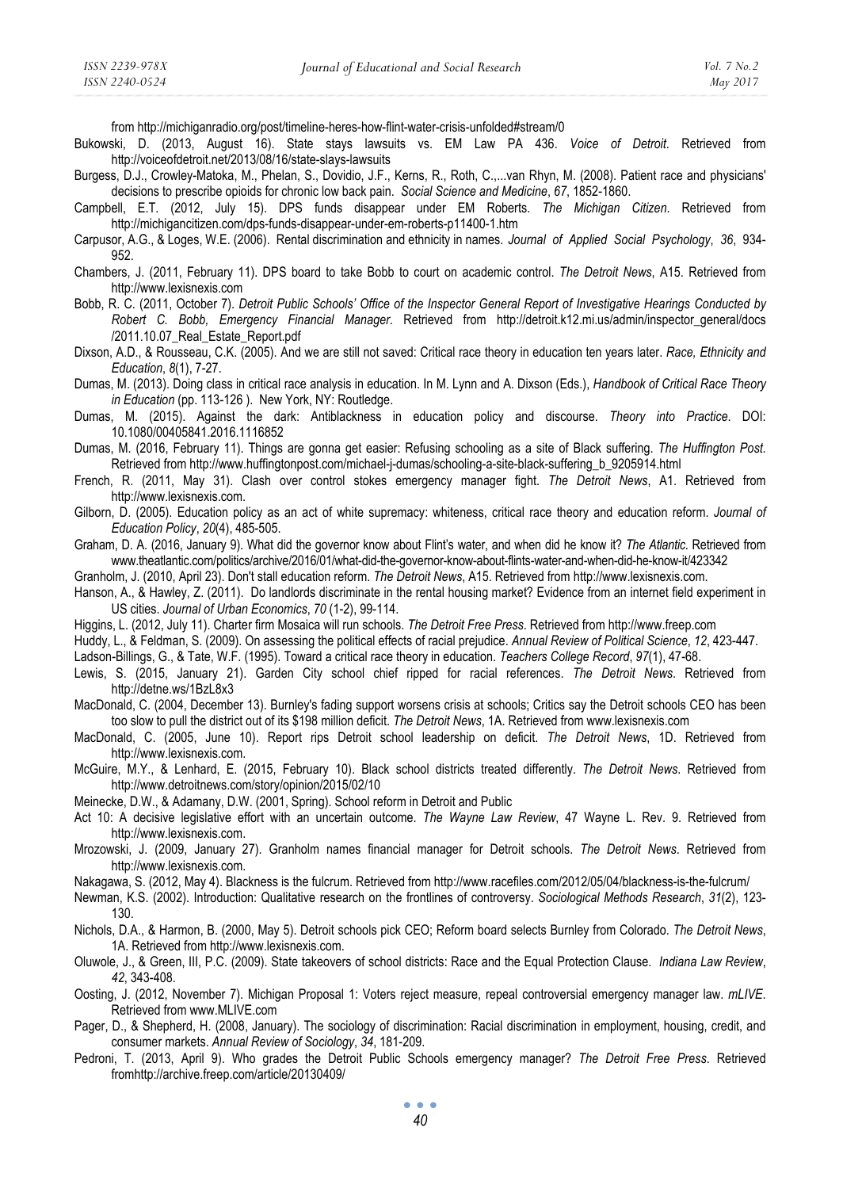from http://michiganradio.org/post/timeline-heres-how-flint-water-crisis-unfolded#stream/0

Bukowski, D. (2013, August 16). State stays lawsuits vs. EM Law PA 436. *Voice of Detroit*. Retrieved from http://voiceofdetroit.net/2013/08/16/state-slays-lawsuits

Burgess, D.J., Crowley-Matoka, M., Phelan, S., Dovidio, J.F., Kerns, R., Roth, C.,...van Rhyn, M. (2008). Patient race and physicians' decisions to prescribe opioids for chronic low back pain. *Social Science and Medicine*, *67*, 1852-1860.

Campbell, E.T. (2012, July 15). DPS funds disappear under EM Roberts. *The Michigan Citizen*. Retrieved from http://michigancitizen.com/dps-funds-disappear-under-em-roberts-p11400-1.htm

Carpusor, A.G., & Loges, W.E. (2006). Rental discrimination and ethnicity in names. *Journal of Applied Social Psychology*, *36*, 934-952.

Chambers, J. (2011, February 11). DPS board to take Bobb to court on academic control. *The Detroit News*, A15. Retrieved from http://www.lexisnexis.com

Bobb, R. C. (2011, October 7). *Detroit Public Schools' Office of the Inspector General Report of Investigative Hearings Conducted by Robert C. Bobb, Emergency Financial Manager*. Retrieved from http://detroit.k12.mi.us/admin/inspector_general/docs /2011.10.07_Real_Estate_Report.pdf

Dixson, A.D., & Rousseau, C.K. (2005). And we are still not saved: Critical race theory in education ten years later. *Race, Ethnicity and Education*, *8*(1), 7-27.

Dumas, M. (2013). Doing class in critical race analysis in education. In M. Lynn and A. Dixson (Eds.), *Handbook of Critical Race Theory in Education* (pp. 113-126 ). New York, NY: Routledge.

Dumas, M. (2015). Against the dark: Antiblackness in education policy and discourse. *Theory into Practice*. DOI: 10.1080/00405841.2016.1116852

Dumas, M. (2016, February 11). Things are gonna get easier: Refusing schooling as a site of Black suffering. *The Huffington Post*. Retrieved from http://www.huffingtonpost.com/michael-j-dumas/schooling-a-site-black-suffering_b_9205914.html

French, R. (2011, May 31). Clash over control stokes emergency manager fight. *The Detroit News*, A1. Retrieved from http://www.lexisnexis.com.

Gilborn, D. (2005). Education policy as an act of white supremacy: whiteness, critical race theory and education reform. *Journal of Education Policy*, *20*(4), 485-505.

Graham, D. A. (2016, January 9). What did the governor know about Flint's water, and when did he know it? *The Atlantic*. Retrieved from www.theatlantic.com/politics/archive/2016/01/what-did-the-governor-know-about-flints-water-and-when-did-he-know-it/423342

Granholm, J. (2010, April 23). Don't stall education reform. *The Detroit News*, A15. Retrieved from http://www.lexisnexis.com.

Hanson, A., & Hawley, Z. (2011). Do landlords discriminate in the rental housing market? Evidence from an internet field experiment in US cities. *Journal of Urban Economics*, *70* (1-2), 99-114.

Higgins, L. (2012, July 11). Charter firm Mosaica will run schools. *The Detroit Free Press*. Retrieved from http://www.freep.com

Huddy, L., & Feldman, S. (2009). On assessing the political effects of racial prejudice. *Annual Review of Political Science*, *12*, 423-447.

Ladson-Billings, G., & Tate, W.F. (1995). Toward a critical race theory in education. *Teachers College Record*, *97*(1), 47-68.

Lewis, S. (2015, January 21). Garden City school chief ripped for racial references. *The Detroit News*. Retrieved from http://detne.ws/1BzL8x3

MacDonald, C. (2004, December 13). Burnley's fading support worsens crisis at schools; Critics say the Detroit schools CEO has been too slow to pull the district out of its $198 million deficit. *The Detroit News*, 1A. Retrieved from www.lexisnexis.com

MacDonald, C. (2005, June 10). Report rips Detroit school leadership on deficit. *The Detroit News*, 1D. Retrieved from http://www.lexisnexis.com.

McGuire, M.Y., & Lenhard, E. (2015, February 10). Black school districts treated differently. *The Detroit News*. Retrieved from http://www.detroitnews.com/story/opinion/2015/02/10

Meinecke, D.W., & Adamany, D.W. (2001, Spring). School reform in Detroit and Public

Act 10: A decisive legislative effort with an uncertain outcome. *The Wayne Law Review*, 47 Wayne L. Rev. 9. Retrieved from http://www.lexisnexis.com.

Mrozowski, J. (2009, January 27). Granholm names financial manager for Detroit schools. *The Detroit News*. Retrieved from http://www.lexisnexis.com.

Nakagawa, S. (2012, May 4). Blackness is the fulcrum. Retrieved from http://www.racefiles.com/2012/05/04/blackness-is-the-fulcrum/

Newman, K.S. (2002). Introduction: Qualitative research on the frontlines of controversy. *Sociological Methods Research*, *31*(2), 123-130.

Nichols, D.A., & Harmon, B. (2000, May 5). Detroit schools pick CEO; Reform board selects Burnley from Colorado. *The Detroit News*, 1A. Retrieved from http://www.lexisnexis.com.

Oluwole, J., & Green, III, P.C. (2009). State takeovers of school districts: Race and the Equal Protection Clause. *Indiana Law Review*, *42*, 343-408.

Oosting, J. (2012, November 7). Michigan Proposal 1: Voters reject measure, repeal controversial emergency manager law. *mLIVE*. Retrieved from www.MLIVE.com

Pager, D., & Shepherd, H. (2008, January). The sociology of discrimination: Racial discrimination in employment, housing, credit, and consumer markets. *Annual Review of Sociology*, *34*, 181-209.

Pedroni, T. (2013, April 9). Who grades the Detroit Public Schools emergency manager? *The Detroit Free Press*. Retrieved fromhttp://archive.freep.com/article/20130409/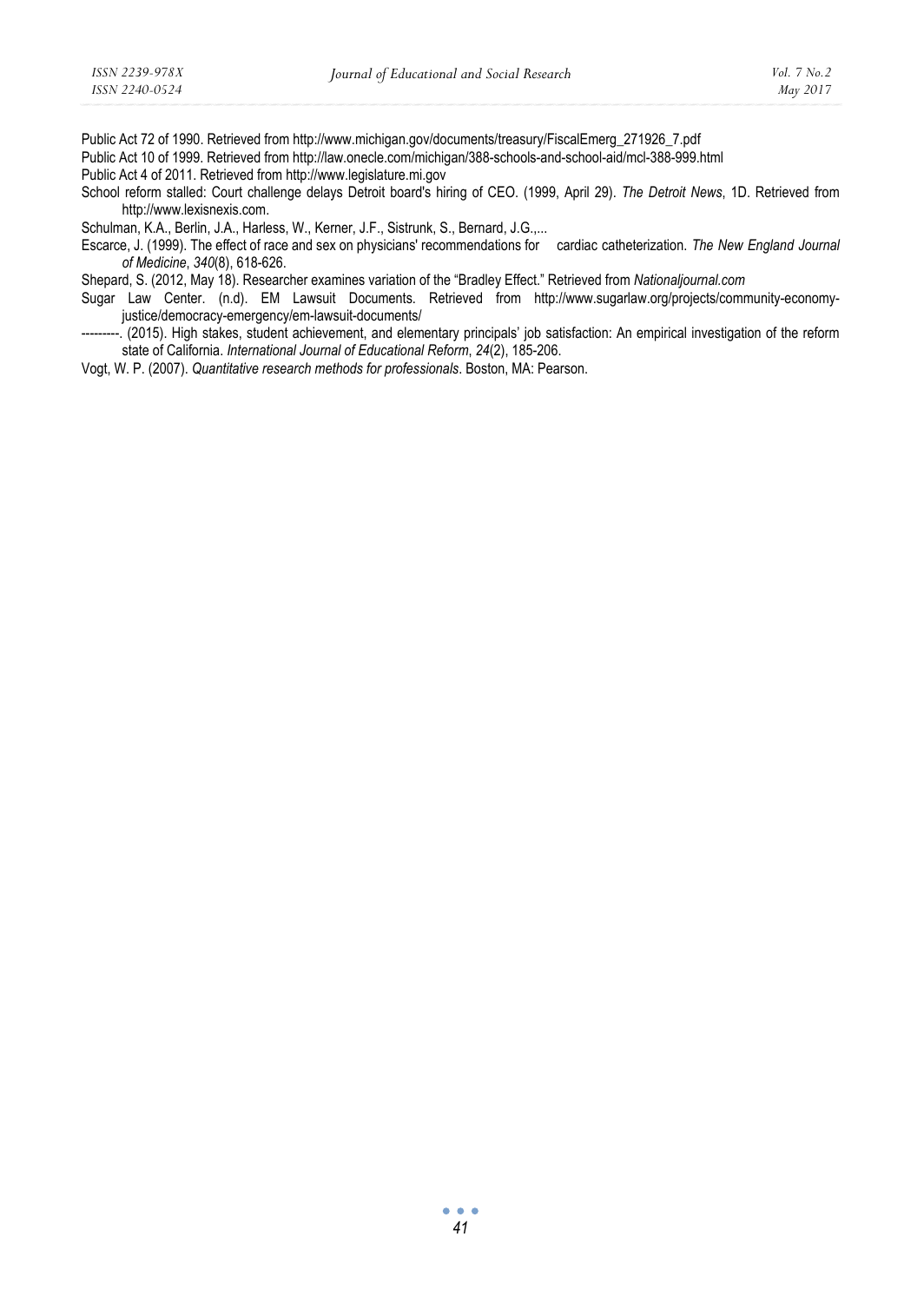Public Act 72 of 1990. Retrieved from http://www.michigan.gov/documents/treasury/FiscalEmerg_271926_7.pdf

Public Act 10 of 1999. Retrieved from http://law.onecle.com/michigan/388-schools-and-school-aid/mcl-388-999.html

Public Act 4 of 2011. Retrieved from http://www.legislature.mi.gov

School reform stalled: Court challenge delays Detroit board's hiring of CEO. (1999, April 29). *The Detroit News*, 1D. Retrieved from http://www.lexisnexis.com.

Schulman, K.A., Berlin, J.A., Harless, W., Kerner, J.F., Sistrunk, S., Bernard, J.G.,...

Escarce, J. (1999). The effect of race and sex on physicians' recommendations for cardiac catheterization. *The New England Journal of Medicine*, *340*(8), 618-626.

Shepard, S. (2012, May 18). Researcher examines variation of the "Bradley Effect." Retrieved from *Nationaljournal.com*

Sugar Law Center. (n.d). EM Lawsuit Documents. Retrieved from http://www.sugarlaw.org/projects/community-economy-justice/democracy-emergency/em-lawsuit-documents/

---------. (2015). High stakes, student achievement, and elementary principals' job satisfaction: An empirical investigation of the reform state of California. *International Journal of Educational Reform*, *24*(2), 185-206.

Vogt, W. P. (2007). *Quantitative research methods for professionals*. Boston, MA: Pearson.